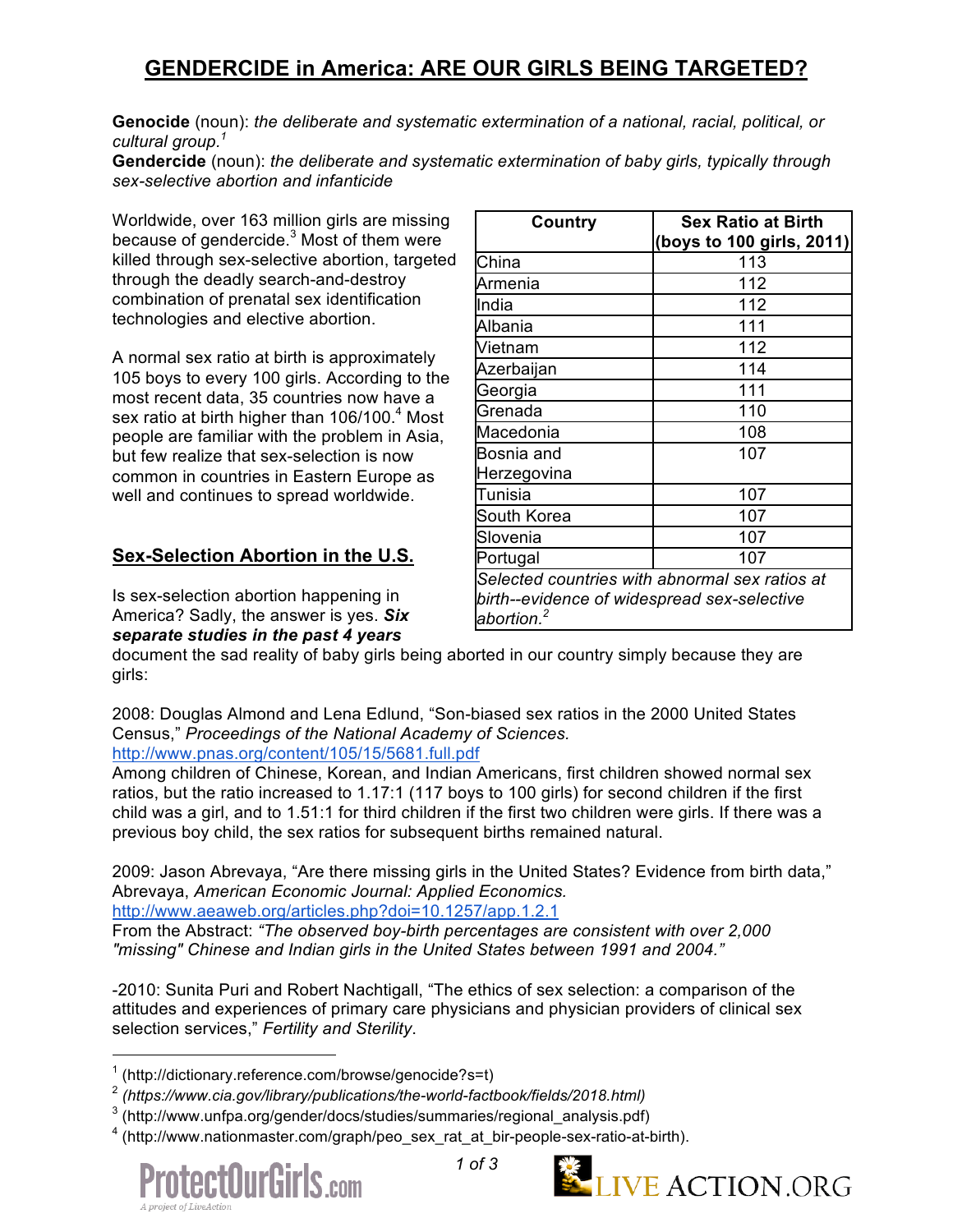# GENDERCIDE in America: ARE OUR GIRLS BEING TARGETED?

**Genocide** (noun): *the deliberate and systematic extermination of a national, racial, political, or cultural group.*[1]
**Gendercide** (noun): *the deliberate and systematic extermination of baby girls, typically through sex-selective abortion and infanticide*

Worldwide, over 163 million girls are missing because of gendercide.[3] Most of them were killed through sex-selective abortion, targeted through the deadly search-and-destroy combination of prenatal sex identification technologies and elective abortion.

A normal sex ratio at birth is approximately 105 boys to every 100 girls. According to the most recent data, 35 countries now have a sex ratio at birth higher than 106/100.[4] Most people are familiar with the problem in Asia, but few realize that sex-selection is now common in countries in Eastern Europe as well and continues to spread worldwide.

| Country | Sex Ratio at Birth (boys to 100 girls, 2011) |
|---|---|
| China | 113 |
| Armenia | 112 |
| India | 112 |
| Albania | 111 |
| Vietnam | 112 |
| Azerbaijan | 114 |
| Georgia | 111 |
| Grenada | 110 |
| Macedonia | 108 |
| Bosnia and Herzegovina | 107 |
| Tunisia | 107 |
| South Korea | 107 |
| Slovenia | 107 |
| Portugal | 107 |

*Selected countries with abnormal sex ratios at birth--evidence of widespread sex-selective abortion.*[2]

## Sex-Selection Abortion in the U.S.

Is sex-selection abortion happening in America? Sadly, the answer is yes. ***Six separate studies in the past 4 years*** document the sad reality of baby girls being aborted in our country simply because they are girls:

2008: Douglas Almond and Lena Edlund, "Son-biased sex ratios in the 2000 United States Census," *Proceedings of the National Academy of Sciences.*
http://www.pnas.org/content/105/15/5681.full.pdf
Among children of Chinese, Korean, and Indian Americans, first children showed normal sex ratios, but the ratio increased to 1.17:1 (117 boys to 100 girls) for second children if the first child was a girl, and to 1.51:1 for third children if the first two children were girls. If there was a previous boy child, the sex ratios for subsequent births remained natural.

2009: Jason Abrevaya, "Are there missing girls in the United States? Evidence from birth data," Abrevaya, *American Economic Journal: Applied Economics.*
http://www.aeaweb.org/articles.php?doi=10.1257/app.1.2.1
From the Abstract: *"The observed boy-birth percentages are consistent with over 2,000 "missing" Chinese and Indian girls in the United States between 1991 and 2004."*

-2010: Sunita Puri and Robert Nachtigall, "The ethics of sex selection: a comparison of the attitudes and experiences of primary care physicians and physician providers of clinical sex selection services," *Fertility and Sterility*.

---

[1] (http://dictionary.reference.com/browse/genocide?s=t)
[2] *(https://www.cia.gov/library/publications/the-world-factbook/fields/2018.html)*
[3] (http://www.unfpa.org/gender/docs/studies/summaries/regional_analysis.pdf)
[4] (http://www.nationmaster.com/graph/peo_sex_rat_at_bir-people-sex-ratio-at-birth).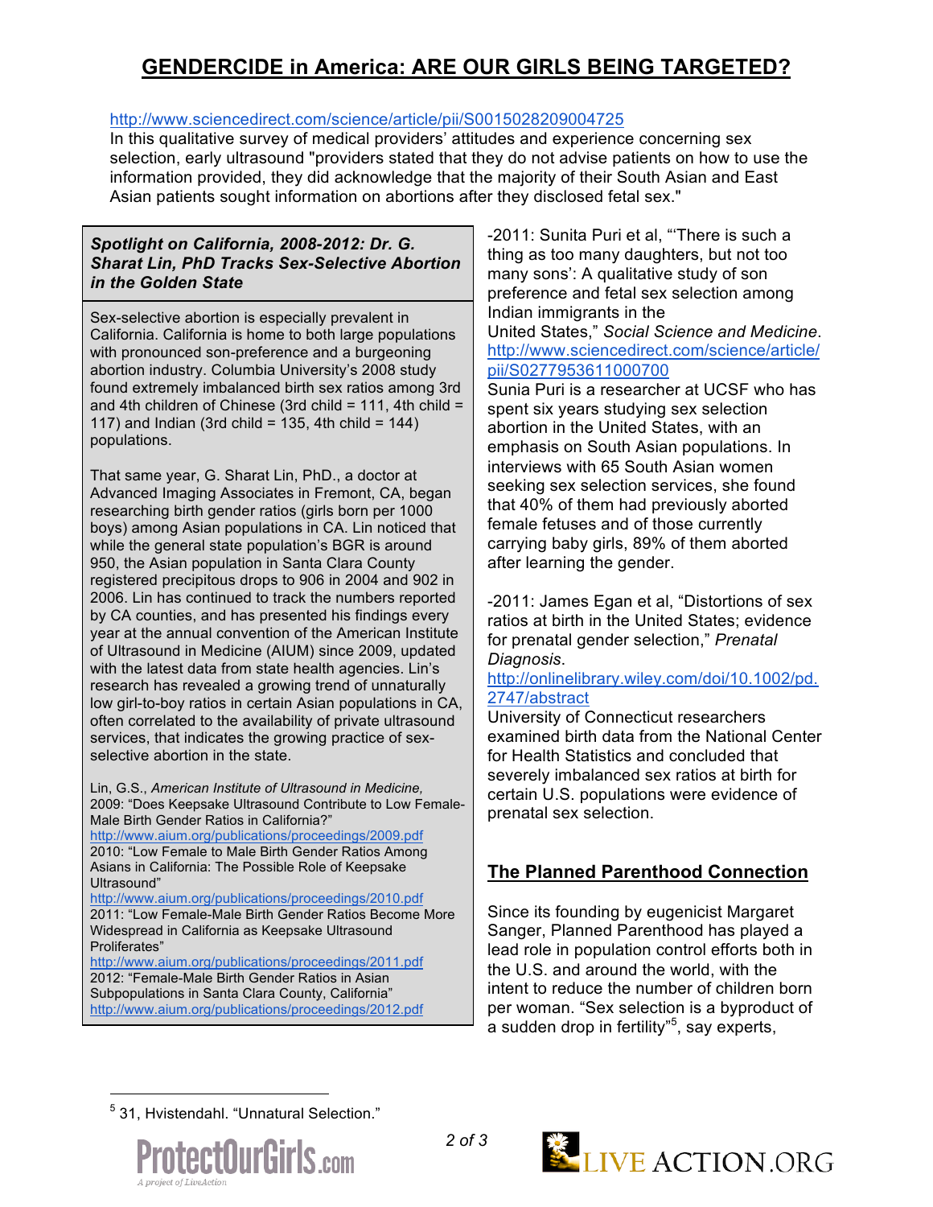# GENDERCIDE in America: ARE OUR GIRLS BEING TARGETED?

http://www.sciencedirect.com/science/article/pii/S0015028209004725
In this qualitative survey of medical providers' attitudes and experience concerning sex selection, early ultrasound "providers stated that they do not advise patients on how to use the information provided, they did acknowledge that the majority of their South Asian and East Asian patients sought information on abortions after they disclosed fetal sex."

***Spotlight on California, 2008-2012: Dr. G. Sharat Lin, PhD Tracks Sex-Selective Abortion in the Golden State***

Sex-selective abortion is especially prevalent in California. California is home to both large populations with pronounced son-preference and a burgeoning abortion industry. Columbia University's 2008 study found extremely imbalanced birth sex ratios among 3rd and 4th children of Chinese (3rd child = 111, 4th child = 117) and Indian (3rd child = 135, 4th child = 144) populations.

That same year, G. Sharat Lin, PhD., a doctor at Advanced Imaging Associates in Fremont, CA, began researching birth gender ratios (girls born per 1000 boys) among Asian populations in CA. Lin noticed that while the general state population's BGR is around 950, the Asian population in Santa Clara County registered precipitous drops to 906 in 2004 and 902 in 2006. Lin has continued to track the numbers reported by CA counties, and has presented his findings every year at the annual convention of the American Institute of Ultrasound in Medicine (AIUM) since 2009, updated with the latest data from state health agencies. Lin's research has revealed a growing trend of unnaturally low girl-to-boy ratios in certain Asian populations in CA, often correlated to the availability of private ultrasound services, that indicates the growing practice of sex-selective abortion in the state.

Lin, G.S., *American Institute of Ultrasound in Medicine,*
2009: "Does Keepsake Ultrasound Contribute to Low Female-Male Birth Gender Ratios in California?"
http://www.aium.org/publications/proceedings/2009.pdf
2010: "Low Female to Male Birth Gender Ratios Among Asians in California: The Possible Role of Keepsake Ultrasound"
http://www.aium.org/publications/proceedings/2010.pdf
2011: "Low Female-Male Birth Gender Ratios Become More Widespread in California as Keepsake Ultrasound Proliferates"
http://www.aium.org/publications/proceedings/2011.pdf
2012: "Female-Male Birth Gender Ratios in Asian Subpopulations in Santa Clara County, California"
http://www.aium.org/publications/proceedings/2012.pdf

-2011: Sunita Puri et al, "'There is such a thing as too many daughters, but not too many sons': A qualitative study of son preference and fetal sex selection among Indian immigrants in the United States," *Social Science and Medicine*.
http://www.sciencedirect.com/science/article/pii/S0277953611000700
Sunia Puri is a researcher at UCSF who has spent six years studying sex selection abortion in the United States, with an emphasis on South Asian populations. In interviews with 65 South Asian women seeking sex selection services, she found that 40% of them had previously aborted female fetuses and of those currently carrying baby girls, 89% of them aborted after learning the gender.

-2011: James Egan et al, "Distortions of sex ratios at birth in the United States; evidence for prenatal gender selection," *Prenatal Diagnosis.*
http://onlinelibrary.wiley.com/doi/10.1002/pd.2747/abstract
University of Connecticut researchers examined birth data from the National Center for Health Statistics and concluded that severely imbalanced sex ratios at birth for certain U.S. populations were evidence of prenatal sex selection.

## The Planned Parenthood Connection

Since its founding by eugenicist Margaret Sanger, Planned Parenthood has played a lead role in population control efforts both in the U.S. and around the world, with the intent to reduce the number of children born per woman. "Sex selection is a byproduct of a sudden drop in fertility"[5], say experts,

[5] 31, Hvistendahl. "Unnatural Selection."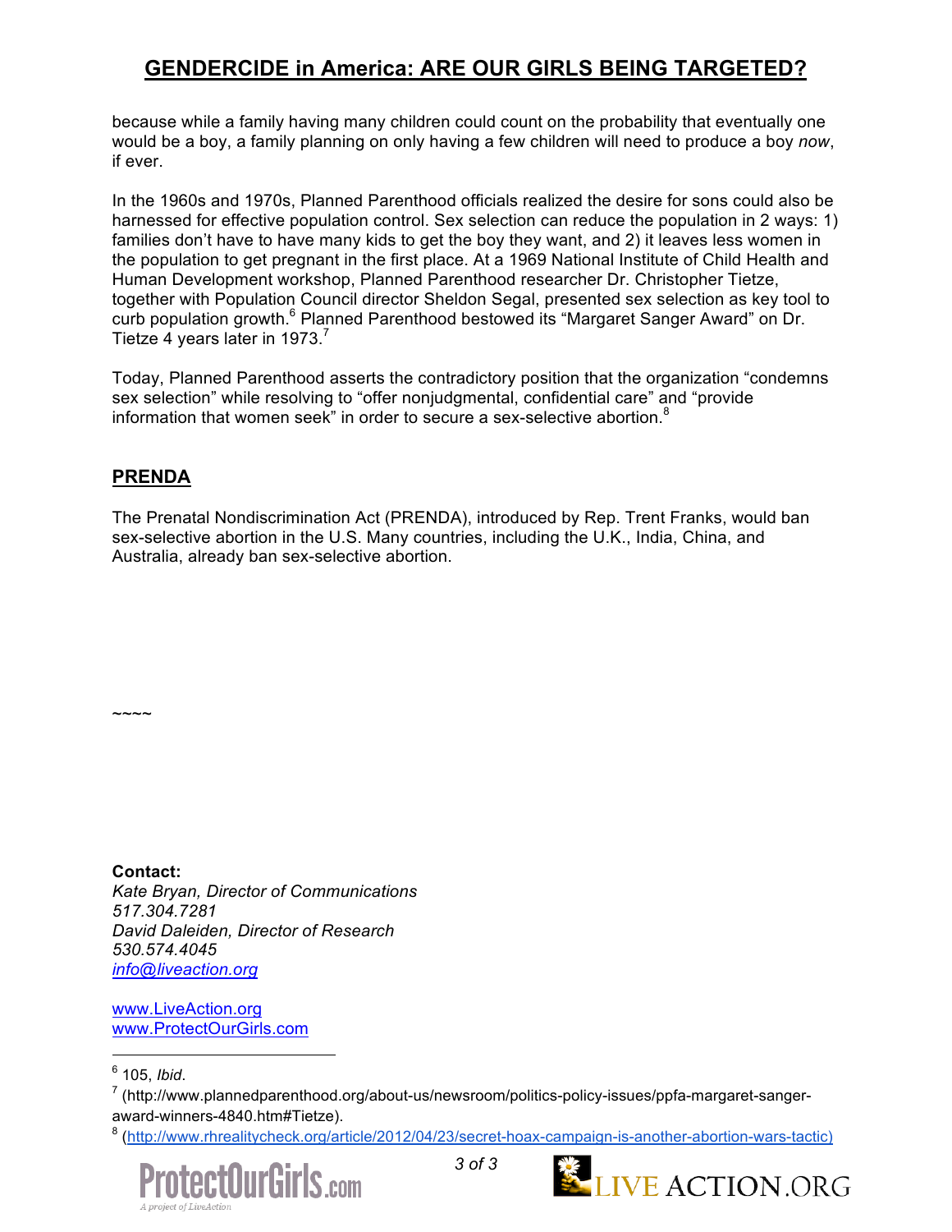because while a family having many children could count on the probability that eventually one would be a boy, a family planning on only having a few children will need to produce a boy *now*, if ever.

In the 1960s and 1970s, Planned Parenthood officials realized the desire for sons could also be harnessed for effective population control. Sex selection can reduce the population in 2 ways: 1) families don't have to have many kids to get the boy they want, and 2) it leaves less women in the population to get pregnant in the first place. At a 1969 National Institute of Child Health and Human Development workshop, Planned Parenthood researcher Dr. Christopher Tietze, together with Population Council director Sheldon Segal, presented sex selection as key tool to curb population growth.[6] Planned Parenthood bestowed its "Margaret Sanger Award" on Dr. Tietze 4 years later in 1973.[7]

Today, Planned Parenthood asserts the contradictory position that the organization "condemns sex selection" while resolving to "offer nonjudgmental, confidential care" and "provide information that women seek" in order to secure a sex-selective abortion.[8]

## PRENDA

The Prenatal Nondiscrimination Act (PRENDA), introduced by Rep. Trent Franks, would ban sex-selective abortion in the U.S. Many countries, including the U.K., India, China, and Australia, already ban sex-selective abortion.

~~~~

**Contact:**
*Kate Bryan, Director of Communications*
*517.304.7281*
*David Daleiden, Director of Research*
*530.574.4045*
*info@liveaction.org*

www.LiveAction.org
www.ProtectOurGirls.com

---

[6] 105, *Ibid*.

[7] (http://www.plannedparenthood.org/about-us/newsroom/politics-policy-issues/ppfa-margaret-sanger-award-winners-4840.htm#Tietze).

[8] (http://www.rhrealitycheck.org/article/2012/04/23/secret-hoax-campaign-is-another-abortion-wars-tactic)